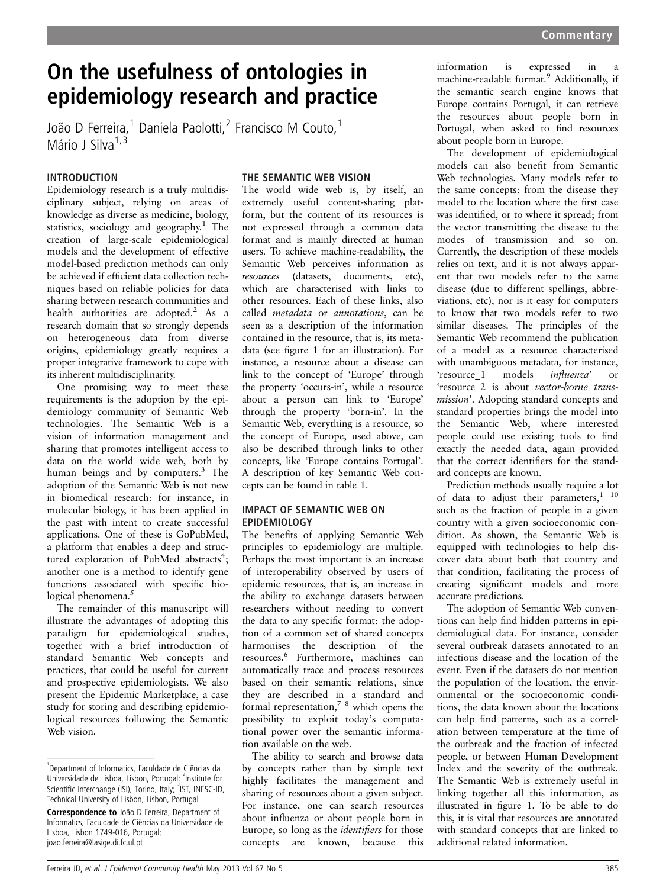Commentary

# On the usefulness of ontologies in epidemiology research and practice

João D Ferreira,[1] Daniela Paolotti,[2] Francisco M Couto,[1] Mário J Silva[1,3]

## INTRODUCTION

Epidemiology research is a truly multidisciplinary subject, relying on areas of knowledge as diverse as medicine, biology, statistics, sociology and geography.[1] The creation of large-scale epidemiological models and the development of effective model-based prediction methods can only be achieved if efficient data collection techniques based on reliable policies for data sharing between research communities and health authorities are adopted.[2] As a research domain that so strongly depends on heterogeneous data from diverse origins, epidemiology greatly requires a proper integrative framework to cope with its inherent multidisciplinarity.

One promising way to meet these requirements is the adoption by the epidemiology community of Semantic Web technologies. The Semantic Web is a vision of information management and sharing that promotes intelligent access to data on the world wide web, both by human beings and by computers.[3] The adoption of the Semantic Web is not new in biomedical research: for instance, in molecular biology, it has been applied in the past with intent to create successful applications. One of these is GoPubMed, a platform that enables a deep and structured exploration of PubMed abstracts[4]; another one is a method to identify gene functions associated with specific biological phenomena.[5]

The remainder of this manuscript will illustrate the advantages of adopting this paradigm for epidemiological studies, together with a brief introduction of standard Semantic Web concepts and practices, that could be useful for current and prospective epidemiologists. We also present the Epidemic Marketplace, a case study for storing and describing epidemiological resources following the Semantic Web vision.

## THE SEMANTIC WEB VISION

The world wide web is, by itself, an extremely useful content-sharing platform, but the content of its resources is not expressed through a common data format and is mainly directed at human users. To achieve machine-readability, the Semantic Web perceives information as *resources* (datasets, documents, etc), which are characterised with links to other resources. Each of these links, also called *metadata* or *annotations*, can be seen as a description of the information contained in the resource, that is, its metadata (see figure 1 for an illustration). For instance, a resource about a disease can link to the concept of 'Europe' through the property 'occurs-in', while a resource about a person can link to 'Europe' through the property 'born-in'. In the Semantic Web, everything is a resource, so the concept of Europe, used above, can also be described through links to other concepts, like 'Europe contains Portugal'. A description of key Semantic Web concepts can be found in table 1.

## IMPACT OF SEMANTIC WEB ON EPIDEMIOLOGY

The benefits of applying Semantic Web principles to epidemiology are multiple. Perhaps the most important is an increase of interoperability observed by users of epidemic resources, that is, an increase in the ability to exchange datasets between researchers without needing to convert the data to any specific format: the adoption of a common set of shared concepts harmonises the description of the resources.[6] Furthermore, machines can automatically trace and process resources based on their semantic relations, since they are described in a standard and formal representation,[7 8] which opens the possibility to exploit today's computational power over the semantic information available on the web.

The ability to search and browse data by concepts rather than by simple text highly facilitates the management and sharing of resources about a given subject. For instance, one can search resources about influenza or about people born in Europe, so long as the *identifiers* for those concepts are known, because this information is expressed in a machine-readable format.[9] Additionally, if the semantic search engine knows that Europe contains Portugal, it can retrieve the resources about people born in Portugal, when asked to find resources about people born in Europe.

The development of epidemiological models can also benefit from Semantic Web technologies. Many models refer to the same concepts: from the disease they model to the location where the first case was identified, or to where it spread; from the vector transmitting the disease to the modes of transmission and so on. Currently, the description of these models relies on text, and it is not always apparent that two models refer to the same disease (due to different spellings, abbreviations, etc), nor is it easy for computers to know that two models refer to two similar diseases. The principles of the Semantic Web recommend the publication of a model as a resource characterised with unambiguous metadata, for instance, 'resource_1 models *influenza*' or 'resource_2 is about *vector-borne transmission*'. Adopting standard concepts and standard properties brings the model into the Semantic Web, where interested people could use existing tools to find exactly the needed data, again provided that the correct identifiers for the standard concepts are known.

Prediction methods usually require a lot of data to adjust their parameters,[1 10] such as the fraction of people in a given country with a given socioeconomic condition. As shown, the Semantic Web is equipped with technologies to help discover data about both that country and that condition, facilitating the process of creating significant models and more accurate predictions.

The adoption of Semantic Web conventions can help find hidden patterns in epidemiological data. For instance, consider several outbreak datasets annotated to an infectious disease and the location of the event. Even if the datasets do not mention the population of the location, the environmental or the socioeconomic conditions, the data known about the locations can help find patterns, such as a correlation between temperature at the time of the outbreak and the fraction of infected people, or between Human Development Index and the severity of the outbreak. The Semantic Web is extremely useful in linking together all this information, as illustrated in figure 1. To be able to do this, it is vital that resources are annotated with standard concepts that are linked to additional related information.

---

[1]Department of Informatics, Faculdade de Ciências da Universidade de Lisboa, Lisbon, Portugal; [2]Institute for Scientific Interchange (ISI), Torino, Italy; [3]IST, INESC-ID, Technical University of Lisbon, Lisbon, Portugal

**Correspondence to** João D Ferreira, Department of Informatics, Faculdade de Ciências da Universidade de Lisboa, Lisbon 1749-016, Portugal; joao.ferreira@lasige.di.fc.ul.pt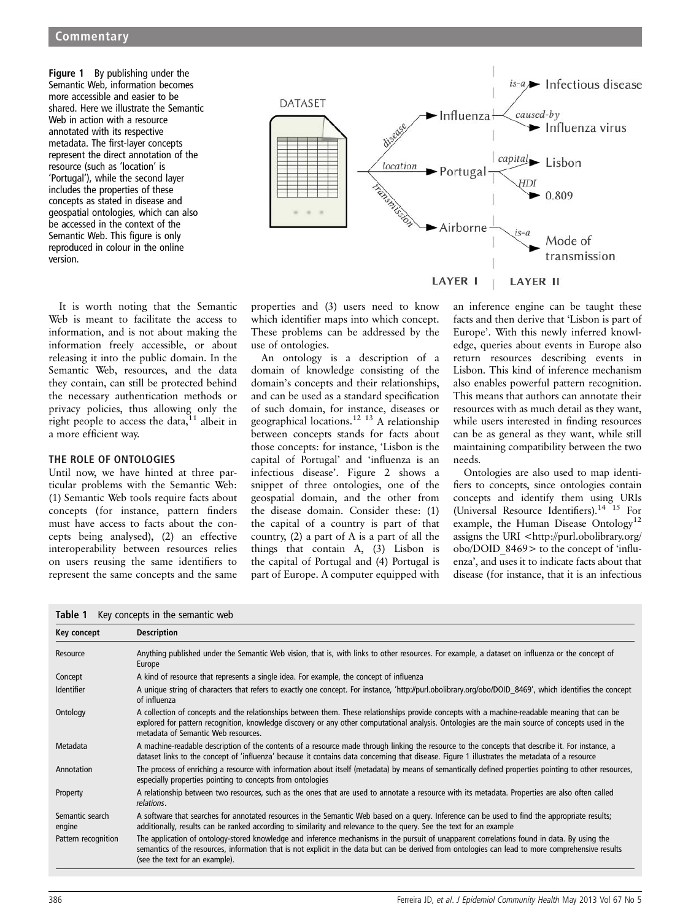**Figure 1** By publishing under the Semantic Web, information becomes more accessible and easier to be shared. Here we illustrate the Semantic Web in action with a resource annotated with its respective metadata. The first-layer concepts represent the direct annotation of the resource (such as 'location' is 'Portugal'), while the second layer includes the properties of these concepts as stated in disease and geospatial ontologies, which can also be accessed in the context of the Semantic Web. This figure is only reproduced in colour in the online version.

It is worth noting that the Semantic Web is meant to facilitate the access to information, and is not about making the information freely accessible, or about releasing it into the public domain. In the Semantic Web, resources, and the data they contain, can still be protected behind the necessary authentication methods or privacy policies, thus allowing only the right people to access the data,[11] albeit in a more efficient way.

## THE ROLE OF ONTOLOGIES

Until now, we have hinted at three particular problems with the Semantic Web: (1) Semantic Web tools require facts about concepts (for instance, pattern finders must have access to facts about the concepts being analysed), (2) an effective interoperability between resources relies on users reusing the same identifiers to represent the same concepts and the same properties and (3) users need to know which identifier maps into which concept. These problems can be addressed by the use of ontologies.

An ontology is a description of a domain of knowledge consisting of the domain's concepts and their relationships, and can be used as a standard specification of such domain, for instance, diseases or geographical locations.[12 13] A relationship between concepts stands for facts about those concepts: for instance, 'Lisbon is the capital of Portugal' and 'influenza is an infectious disease'. Figure 2 shows a snippet of three ontologies, one of the geospatial domain, and the other from the disease domain. Consider these: (1) the capital of a country is part of that country, (2) a part of A is a part of all the things that contain A, (3) Lisbon is the capital of Portugal and (4) Portugal is part of Europe. A computer equipped with an inference engine can be taught these facts and then derive that 'Lisbon is part of Europe'. With this newly inferred knowledge, queries about events in Europe also return resources describing events in Lisbon. This kind of inference mechanism also enables powerful pattern recognition. This means that authors can annotate their resources with as much detail as they want, while users interested in finding resources can be as general as they want, while still maintaining compatibility between the two needs.

Ontologies are also used to map identifiers to concepts, since ontologies contain concepts and identify them using URIs (Universal Resource Identifiers).[14 15] For example, the Human Disease Ontology[12] assigns the URI <http://purl.obolibrary.org/obo/DOID_8469> to the concept of 'influenza', and uses it to indicate facts about that disease (for instance, that it is an infectious

**Table 1** Key concepts in the semantic web

| Key concept | Description |
|---|---|
| Resource | Anything published under the Semantic Web vision, that is, with links to other resources. For example, a dataset on influenza or the concept of Europe |
| Concept | A kind of resource that represents a single idea. For example, the concept of influenza |
| Identifier | A unique string of characters that refers to exactly one concept. For instance, 'http://purl.obolibrary.org/obo/DOID_8469', which identifies the concept of influenza |
| Ontology | A collection of concepts and the relationships between them. These relationships provide concepts with a machine-readable meaning that can be explored for pattern recognition, knowledge discovery or any other computational analysis. Ontologies are the main source of concepts used in the metadata of Semantic Web resources. |
| Metadata | A machine-readable description of the contents of a resource made through linking the resource to the concepts that describe it. For instance, a dataset links to the concept of 'influenza' because it contains data concerning that disease. Figure 1 illustrates the metadata of a resource |
| Annotation | The process of enriching a resource with information about itself (metadata) by means of semantically defined properties pointing to other resources, especially properties pointing to concepts from ontologies |
| Property | A relationship between two resources, such as the ones that are used to annotate a resource with its metadata. Properties are also often called *relations*. |
| Semantic search engine | A software that searches for annotated resources in the Semantic Web based on a query. Inference can be used to find the appropriate results; additionally, results can be ranked according to similarity and relevance to the query. See the text for an example |
| Pattern recognition | The application of ontology-stored knowledge and inference mechanisms in the pursuit of unapparent correlations found in data. By using the semantics of the resources, information that is not explicit in the data but can be derived from ontologies can lead to more comprehensive results (see the text for an example). |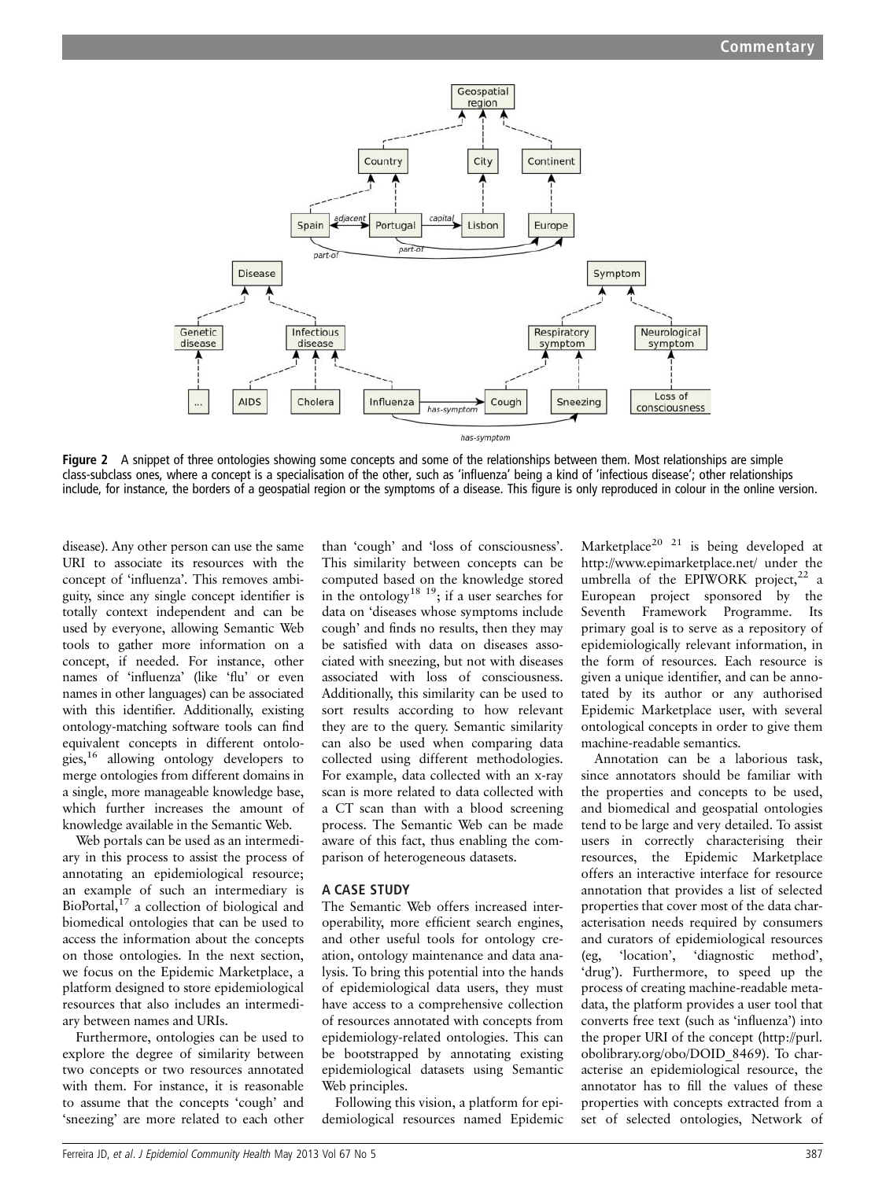Geospatial region

Country

City

Continent

Spain

adjacent

Portugal

capital

Lisbon

Europe

part-of

part-of

Disease

Symptom

Genetic disease

Infectious disease

Respiratory symptom

Neurological symptom

...

AIDS

Cholera

Influenza

has-symptom

Cough

Sneezing

Loss of consciousness

has-symptom

**Figure 2** A snippet of three ontologies showing some concepts and some of the relationships between them. Most relationships are simple class-subclass ones, where a concept is a specialisation of the other, such as 'influenza' being a kind of 'infectious disease'; other relationships include, for instance, the borders of a geospatial region or the symptoms of a disease. This figure is only reproduced in colour in the online version.

disease). Any other person can use the same URI to associate its resources with the concept of 'influenza'. This removes ambiguity, since any single concept identifier is totally context independent and can be used by everyone, allowing Semantic Web tools to gather more information on a concept, if needed. For instance, other names of 'influenza' (like 'flu' or even names in other languages) can be associated with this identifier. Additionally, existing ontology-matching software tools can find equivalent concepts in different ontologies,[16] allowing ontology developers to merge ontologies from different domains in a single, more manageable knowledge base, which further increases the amount of knowledge available in the Semantic Web.

Web portals can be used as an intermediary in this process to assist the process of annotating an epidemiological resource; an example of such an intermediary is BioPortal,[17] a collection of biological and biomedical ontologies that can be used to access the information about the concepts on those ontologies. In the next section, we focus on the Epidemic Marketplace, a platform designed to store epidemiological resources that also includes an intermediary between names and URIs.

Furthermore, ontologies can be used to explore the degree of similarity between two concepts or two resources annotated with them. For instance, it is reasonable to assume that the concepts 'cough' and 'sneezing' are more related to each other than 'cough' and 'loss of consciousness'. This similarity between concepts can be computed based on the knowledge stored in the ontology[18 19]; if a user searches for data on 'diseases whose symptoms include cough' and finds no results, then they may be satisfied with data on diseases associated with sneezing, but not with diseases associated with loss of consciousness. Additionally, this similarity can be used to sort results according to how relevant they are to the query. Semantic similarity can also be used when comparing data collected using different methodologies. For example, data collected with an x-ray scan is more related to data collected with a CT scan than with a blood screening process. The Semantic Web can be made aware of this fact, thus enabling the comparison of heterogeneous datasets.

## A CASE STUDY

The Semantic Web offers increased interoperability, more efficient search engines, and other useful tools for ontology creation, ontology maintenance and data analysis. To bring this potential into the hands of epidemiological data users, they must have access to a comprehensive collection of resources annotated with concepts from epidemiology-related ontologies. This can be bootstrapped by annotating existing epidemiological datasets using Semantic Web principles.

Following this vision, a platform for epidemiological resources named Epidemic Marketplace[20 21] is being developed at http://www.epimarketplace.net/ under the umbrella of the EPIWORK project,[22] a European project sponsored by the Seventh Framework Programme. Its primary goal is to serve as a repository of epidemiologically relevant information, in the form of resources. Each resource is given a unique identifier, and can be annotated by its author or any authorised Epidemic Marketplace user, with several ontological concepts in order to give them machine-readable semantics.

Annotation can be a laborious task, since annotators should be familiar with the properties and concepts to be used, and biomedical and geospatial ontologies tend to be large and very detailed. To assist users in correctly characterising their resources, the Epidemic Marketplace offers an interactive interface for resource annotation that provides a list of selected properties that cover most of the data characterisation needs required by consumers and curators of epidemiological resources (eg, 'location', 'diagnostic method', 'drug'). Furthermore, to speed up the process of creating machine-readable metadata, the platform provides a user tool that converts free text (such as 'influenza') into the proper URI of the concept (http://purl.obolibrary.org/obo/DOID_8469). To characterise an epidemiological resource, the annotator has to fill the values of these properties with concepts extracted from a set of selected ontologies, Network of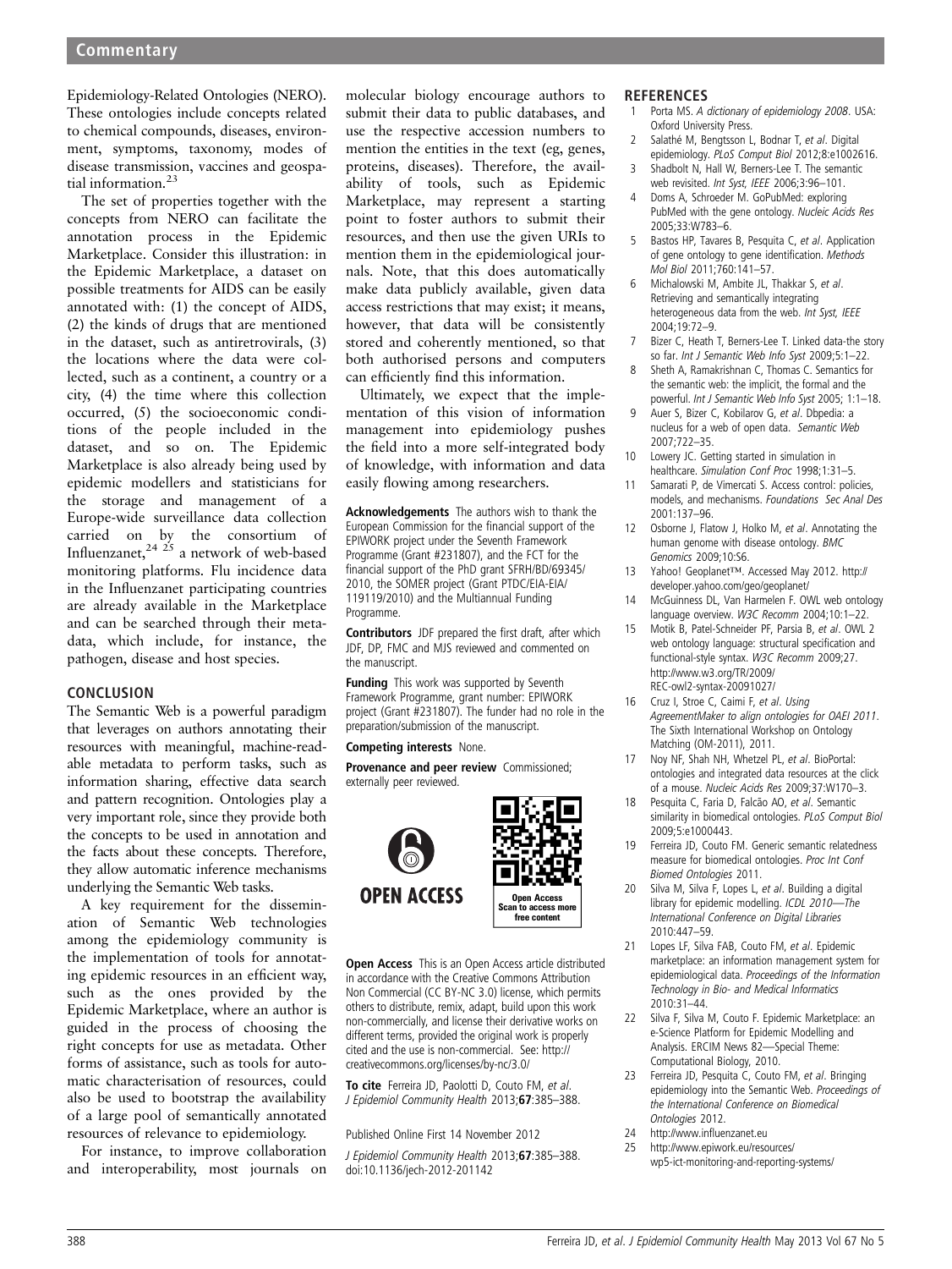Epidemiology-Related Ontologies (NERO). These ontologies include concepts related to chemical compounds, diseases, environment, symptoms, taxonomy, modes of disease transmission, vaccines and geospatial information.[23]

The set of properties together with the concepts from NERO can facilitate the annotation process in the Epidemic Marketplace. Consider this illustration: in the Epidemic Marketplace, a dataset on possible treatments for AIDS can be easily annotated with: (1) the concept of AIDS, (2) the kinds of drugs that are mentioned in the dataset, such as antiretrovirals, (3) the locations where the data were collected, such as a continent, a country or a city, (4) the time where this collection occurred, (5) the socioeconomic conditions of the people included in the dataset, and so on. The Epidemic Marketplace is also already being used by epidemic modellers and statisticians for the storage and management of a Europe-wide surveillance data collection carried on by the consortium of Influenzanet,[24 25] a network of web-based monitoring platforms. Flu incidence data in the Influenzanet participating countries are already available in the Marketplace and can be searched through their metadata, which include, for instance, the pathogen, disease and host species.

## CONCLUSION

The Semantic Web is a powerful paradigm that leverages on authors annotating their resources with meaningful, machine-readable metadata to perform tasks, such as information sharing, effective data search and pattern recognition. Ontologies play a very important role, since they provide both the concepts to be used in annotation and the facts about these concepts. Therefore, they allow automatic inference mechanisms underlying the Semantic Web tasks.

A key requirement for the dissemination of Semantic Web technologies among the epidemiology community is the implementation of tools for annotating epidemic resources in an efficient way, such as the ones provided by the Epidemic Marketplace, where an author is guided in the process of choosing the right concepts for use as metadata. Other forms of assistance, such as tools for automatic characterisation of resources, could also be used to bootstrap the availability of a large pool of semantically annotated resources of relevance to epidemiology.

For instance, to improve collaboration and interoperability, most journals on molecular biology encourage authors to submit their data to public databases, and use the respective accession numbers to mention the entities in the text (eg, genes, proteins, diseases). Therefore, the availability of tools, such as Epidemic Marketplace, may represent a starting point to foster authors to submit their resources, and then use the given URIs to mention them in the epidemiological journals. Note, that this does automatically make data publicly available, given data access restrictions that may exist; it means, however, that data will be consistently stored and coherently mentioned, so that both authorised persons and computers can efficiently find this information.

Ultimately, we expect that the implementation of this vision of information management into epidemiology pushes the field into a more self-integrated body of knowledge, with information and data easily flowing among researchers.

**Acknowledgements** The authors wish to thank the European Commission for the financial support of the EPIWORK project under the Seventh Framework Programme (Grant #231807), and the FCT for the financial support of the PhD grant SFRH/BD/69345/2010, the SOMER project (Grant PTDC/EIA-EIA/119119/2010) and the Multiannual Funding Programme.

**Contributors** JDF prepared the first draft, after which JDF, DP, FMC and MJS reviewed and commented on the manuscript.

**Funding** This work was supported by Seventh Framework Programme, grant number: EPIWORK project (Grant #231807). The funder had no role in the preparation/submission of the manuscript.

**Competing interests** None.

**Provenance and peer review** Commissioned; externally peer reviewed.

OPEN ACCESS

Open Access
Scan to access more
free content

**Open Access** This is an Open Access article distributed in accordance with the Creative Commons Attribution Non Commercial (CC BY-NC 3.0) license, which permits others to distribute, remix, adapt, build upon this work non-commercially, and license their derivative works on different terms, provided the original work is properly cited and the use is non-commercial. See: http://creativecommons.org/licenses/by-nc/3.0/

**To cite** Ferreira JD, Paolotti D, Couto FM, *et al*. *J Epidemiol Community Health* 2013;**67**:385–388.

Published Online First 14 November 2012

*J Epidemiol Community Health* 2013;**67**:385–388. doi:10.1136/jech-2012-201142

## REFERENCES

1. Porta MS. *A dictionary of epidemiology 2008*. USA: Oxford University Press.
2. Salathé M, Bengtsson L, Bodnar T, *et al*. Digital epidemiology. *PLoS Comput Biol* 2012;8:e1002616.
3. Shadbolt N, Hall W, Berners-Lee T. The semantic web revisited. *Int Syst, IEEE* 2006;3:96–101.
4. Doms A, Schroeder M. GoPubMed: exploring PubMed with the gene ontology. *Nucleic Acids Res* 2005;33:W783–6.
5. Bastos HP, Tavares B, Pesquita C, *et al*. Application of gene ontology to gene identification. *Methods Mol Biol* 2011;760:141–57.
6. Michalowski M, Ambite JL, Thakkar S, *et al*. Retrieving and semantically integrating heterogeneous data from the web. *Int Syst, IEEE* 2004;19:72–9.
7. Bizer C, Heath T, Berners-Lee T. Linked data-the story so far. *Int J Semantic Web Info Syst* 2009;5:1–22.
8. Sheth A, Ramakrishnan C, Thomas C. Semantics for the semantic web: the implicit, the formal and the powerful. *Int J Semantic Web Info Syst* 2005; 1:1–18.
9. Auer S, Bizer C, Kobilarov G, *et al*. Dbpedia: a nucleus for a web of open data. *Semantic Web* 2007;722–35.
10. Lowery JC. Getting started in simulation in healthcare. *Simulation Conf Proc* 1998;1:31–5.
11. Samarati P, de Vimercati S. Access control: policies, models, and mechanisms. *Foundations Sec Anal Des* 2001:137–96.
12. Osborne J, Flatow J, Holko M, *et al*. Annotating the human genome with disease ontology. *BMC Genomics* 2009;10:S6.
13. Yahoo! Geoplanet™. Accessed May 2012. http://developer.yahoo.com/geo/geoplanet/
14. McGuinness DL, Van Harmelen F. OWL web ontology language overview. *W3C Recomm* 2004;10:1–22.
15. Motik B, Patel-Schneider PF, Parsia B, *et al*. OWL 2 web ontology language: structural specification and functional-style syntax. *W3C Recomm* 2009;27. http://www.w3.org/TR/2009/REC-owl2-syntax-20091027/
16. Cruz I, Stroe C, Caimi F, *et al*. *Using AgreementMaker to align ontologies for OAEI 2011*. The Sixth International Workshop on Ontology Matching (OM-2011), 2011.
17. Noy NF, Shah NH, Whetzel PL, *et al*. BioPortal: ontologies and integrated data resources at the click of a mouse. *Nucleic Acids Res* 2009;37:W170–3.
18. Pesquita C, Faria D, Falcão AO, *et al*. Semantic similarity in biomedical ontologies. *PLoS Comput Biol* 2009;5:e1000443.
19. Ferreira JD, Couto FM. Generic semantic relatedness measure for biomedical ontologies. *Proc Int Conf Biomed Ontologies* 2011.
20. Silva M, Silva F, Lopes L, *et al*. Building a digital library for epidemic modelling. *ICDL 2010—The International Conference on Digital Libraries* 2010:447–59.
21. Lopes LF, Silva FAB, Couto FM, *et al*. Epidemic marketplace: an information management system for epidemiological data. *Proceedings of the Information Technology in Bio- and Medical Informatics* 2010:31–44.
22. Silva F, Silva M, Couto F. Epidemic Marketplace: an e-Science Platform for Epidemic Modelling and Analysis. ERCIM News 82—Special Theme: Computational Biology, 2010.
23. Ferreira JD, Pesquita C, Couto FM, *et al*. Bringing epidemiology into the Semantic Web. *Proceedings of the International Conference on Biomedical Ontologies* 2012.
24. http://www.influenzanet.eu
25. http://www.epiwork.eu/resources/wp5-ict-monitoring-and-reporting-systems/